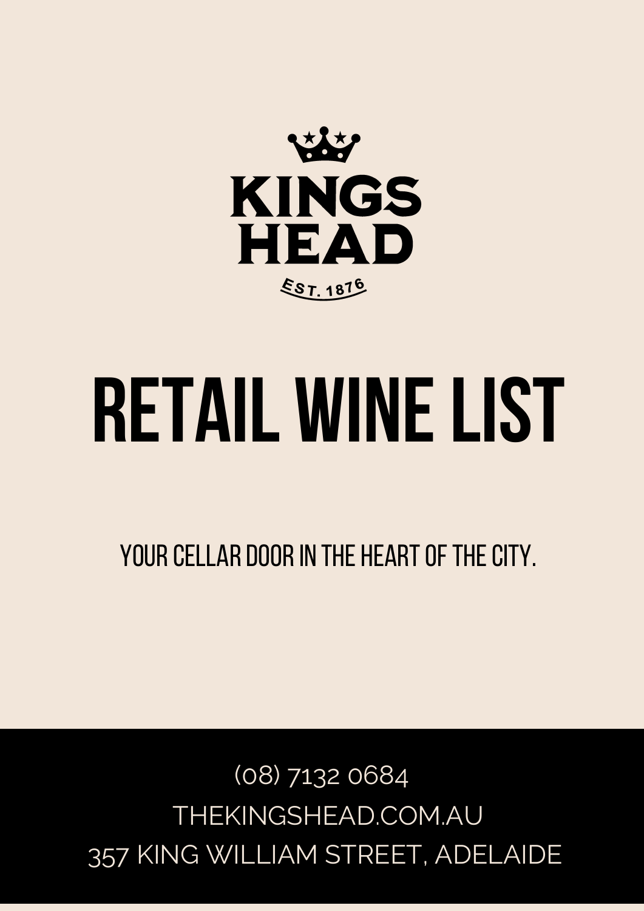KINGS HEAD

EST. 1876

# RETAIL WINE LIST

YOUR CELLAR DOOR IN THE HEART OF THE CITY.

(08) 7132 0684

THEKINGSHEAD.COM.AU

357 KING WILLIAM STREET, ADELAIDE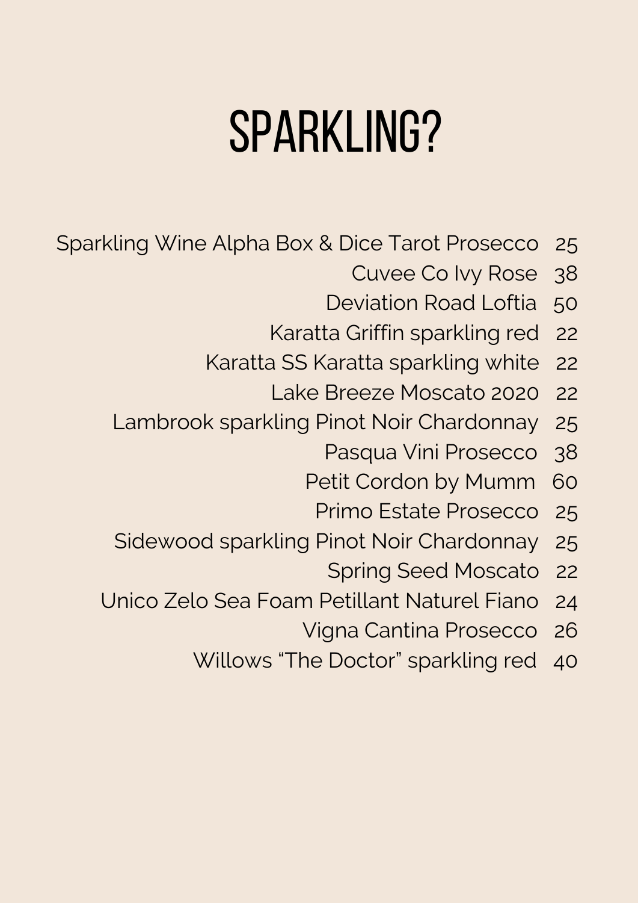# SPARKLING?

| | |
|---|---|
| Sparkling Wine Alpha Box & Dice Tarot Prosecco | 25 |
| Cuvee Co Ivy Rose | 38 |
| Deviation Road Loftia | 50 |
| Karatta Griffin sparkling red | 22 |
| Karatta SS Karatta sparkling white | 22 |
| Lake Breeze Moscato 2020 | 22 |
| Lambrook sparkling Pinot Noir Chardonnay | 25 |
| Pasqua Vini Prosecco | 38 |
| Petit Cordon by Mumm | 60 |
| Primo Estate Prosecco | 25 |
| Sidewood sparkling Pinot Noir Chardonnay | 25 |
| Spring Seed Moscato | 22 |
| Unico Zelo Sea Foam Petillant Naturel Fiano | 24 |
| Vigna Cantina Prosecco | 26 |
| Willows "The Doctor" sparkling red | 40 |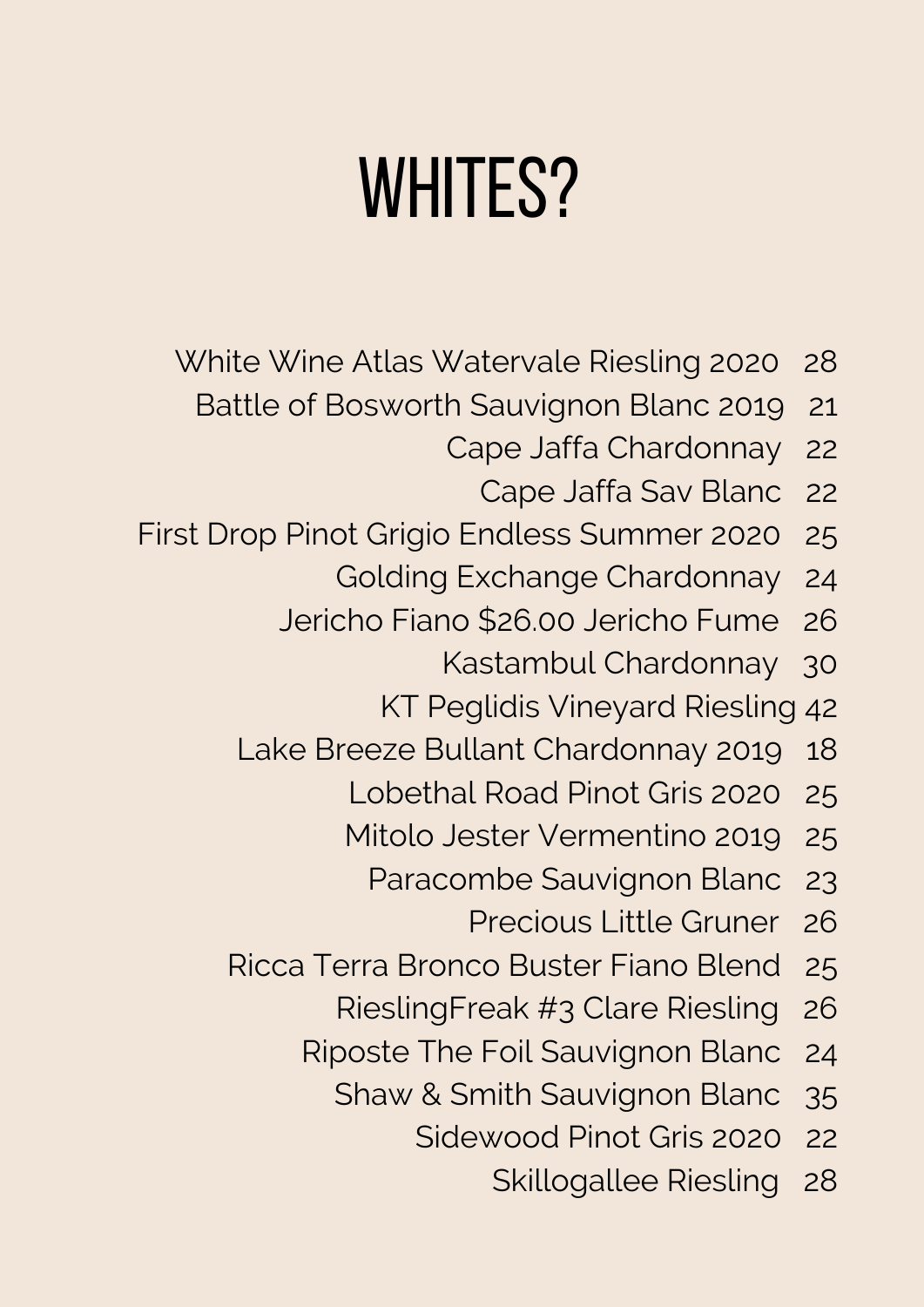# WHITES?

| Wine | Price |
| --- | --- |
| White Wine Atlas Watervale Riesling 2020 | 28 |
| Battle of Bosworth Sauvignon Blanc 2019 | 21 |
| Cape Jaffa Chardonnay | 22 |
| Cape Jaffa Sav Blanc | 22 |
| First Drop Pinot Grigio Endless Summer 2020 | 25 |
| Golding Exchange Chardonnay | 24 |
| Jericho Fiano $26.00 Jericho Fume | 26 |
| Kastambul Chardonnay | 30 |
| KT Peglidis Vineyard Riesling | 42 |
| Lake Breeze Bullant Chardonnay 2019 | 18 |
| Lobethal Road Pinot Gris 2020 | 25 |
| Mitolo Jester Vermentino 2019 | 25 |
| Paracombe Sauvignon Blanc | 23 |
| Precious Little Gruner | 26 |
| Ricca Terra Bronco Buster Fiano Blend | 25 |
| RieslingFreak #3 Clare Riesling | 26 |
| Riposte The Foil Sauvignon Blanc | 24 |
| Shaw & Smith Sauvignon Blanc | 35 |
| Sidewood Pinot Gris 2020 | 22 |
| Skillogallee Riesling | 28 |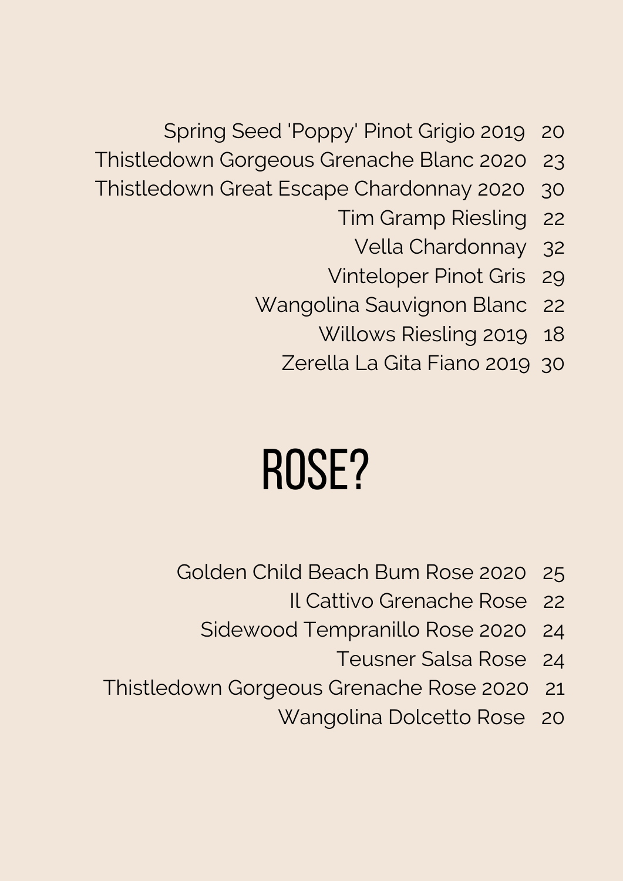Spring Seed 'Poppy' Pinot Grigio 2019 20

Thistledown Gorgeous Grenache Blanc 2020 23

Thistledown Great Escape Chardonnay 2020 30

Tim Gramp Riesling 22

Vella Chardonnay 32

Vinteloper Pinot Gris 29

Wangolina Sauvignon Blanc 22

Willows Riesling 2019 18

Zerella La Gita Fiano 2019 30

# ROSE?

Golden Child Beach Bum Rose 2020 25

Il Cattivo Grenache Rose 22

Sidewood Tempranillo Rose 2020 24

Teusner Salsa Rose 24

Thistledown Gorgeous Grenache Rose 2020 21

Wangolina Dolcetto Rose 20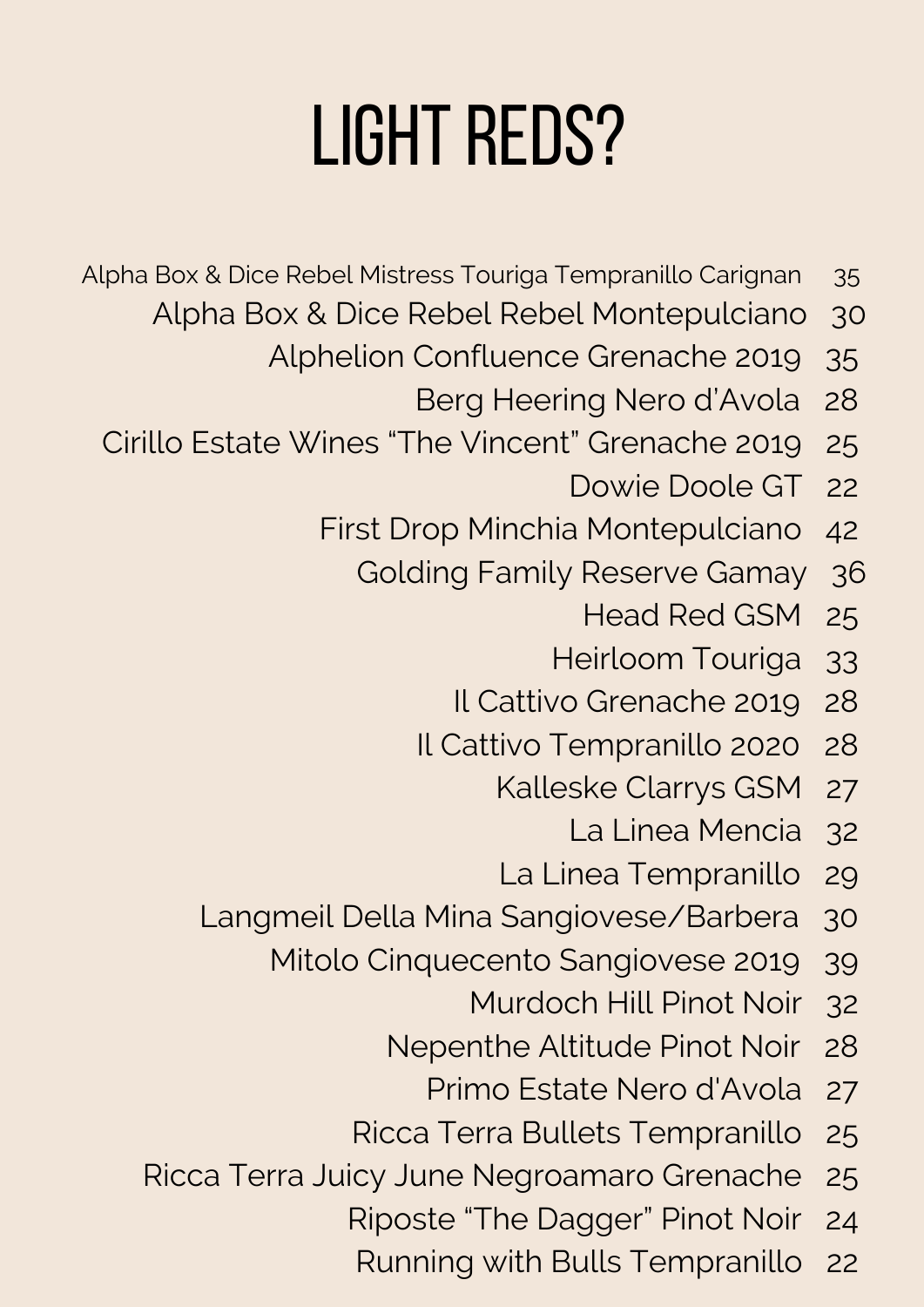# LIGHT REDS?

| Wine | Price |
|---|---|
| Alpha Box & Dice Rebel Mistress Touriga Tempranillo Carignan | 35 |
| Alpha Box & Dice Rebel Rebel Montepulciano | 30 |
| Alphelion Confluence Grenache 2019 | 35 |
| Berg Heering Nero d'Avola | 28 |
| Cirillo Estate Wines "The Vincent" Grenache 2019 | 25 |
| Dowie Doole GT | 22 |
| First Drop Minchia Montepulciano | 42 |
| Golding Family Reserve Gamay | 36 |
| Head Red GSM | 25 |
| Heirloom Touriga | 33 |
| Il Cattivo Grenache 2019 | 28 |
| Il Cattivo Tempranillo 2020 | 28 |
| Kalleske Clarrys GSM | 27 |
| La Linea Mencia | 32 |
| La Linea Tempranillo | 29 |
| Langmeil Della Mina Sangiovese/Barbera | 30 |
| Mitolo Cinquecento Sangiovese 2019 | 39 |
| Murdoch Hill Pinot Noir | 32 |
| Nepenthe Altitude Pinot Noir | 28 |
| Primo Estate Nero d'Avola | 27 |
| Ricca Terra Bullets Tempranillo | 25 |
| Ricca Terra Juicy June Negroamaro Grenache | 25 |
| Riposte "The Dagger" Pinot Noir | 24 |
| Running with Bulls Tempranillo | 22 |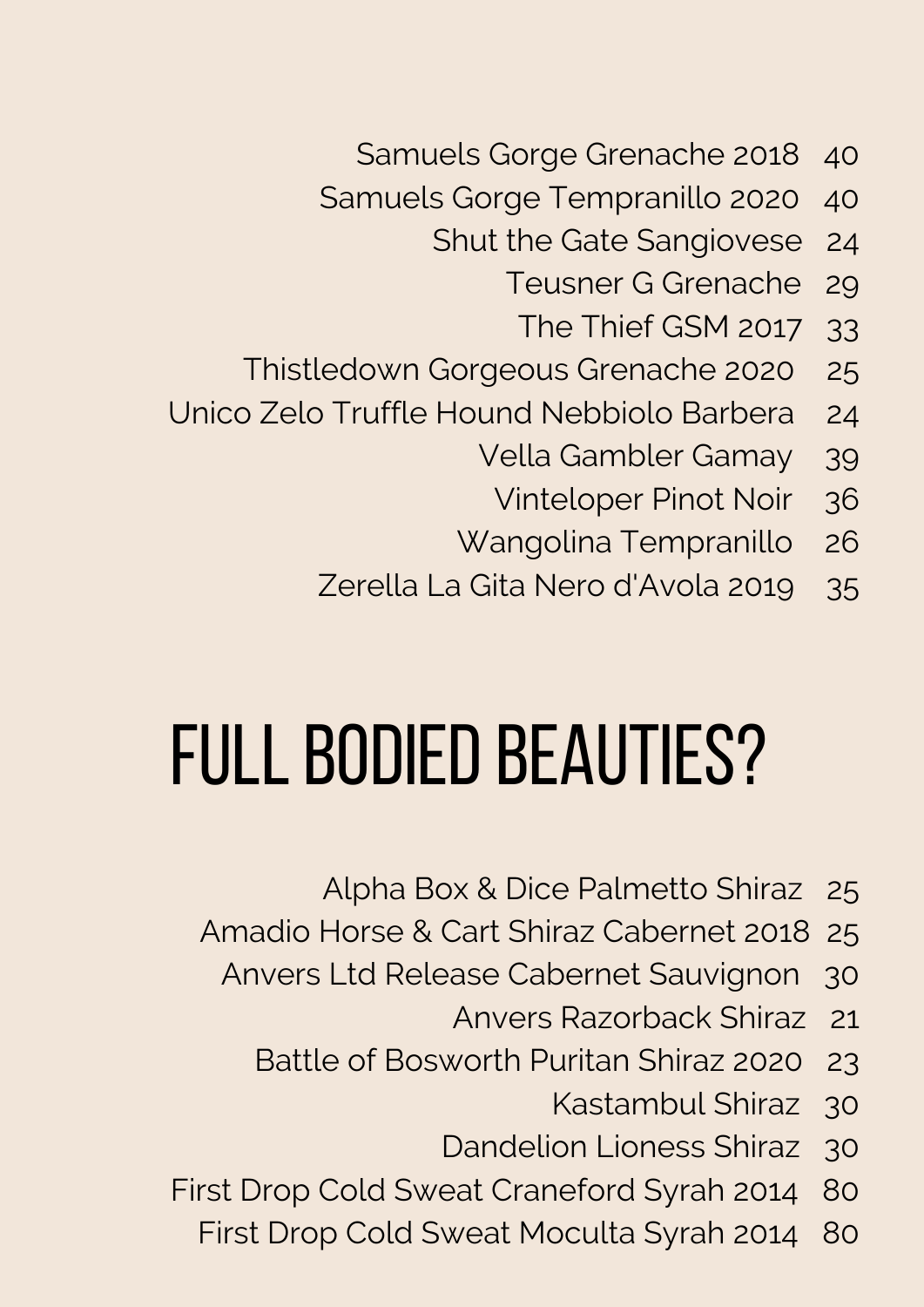Samuels Gorge Grenache 2018 40
Samuels Gorge Tempranillo 2020 40
Shut the Gate Sangiovese 24
Teusner G Grenache 29
The Thief GSM 2017 33
Thistledown Gorgeous Grenache 2020 25
Unico Zelo Truffle Hound Nebbiolo Barbera 24
Vella Gambler Gamay 39
Vinteloper Pinot Noir 36
Wangolina Tempranillo 26
Zerella La Gita Nero d'Avola 2019 35

# FULL BODIED BEAUTIES?

Alpha Box & Dice Palmetto Shiraz 25
Amadio Horse & Cart Shiraz Cabernet 2018 25
Anvers Ltd Release Cabernet Sauvignon 30
Anvers Razorback Shiraz 21
Battle of Bosworth Puritan Shiraz 2020 23
Kastambul Shiraz 30
Dandelion Lioness Shiraz 30
First Drop Cold Sweat Craneford Syrah 2014 80
First Drop Cold Sweat Moculta Syrah 2014 80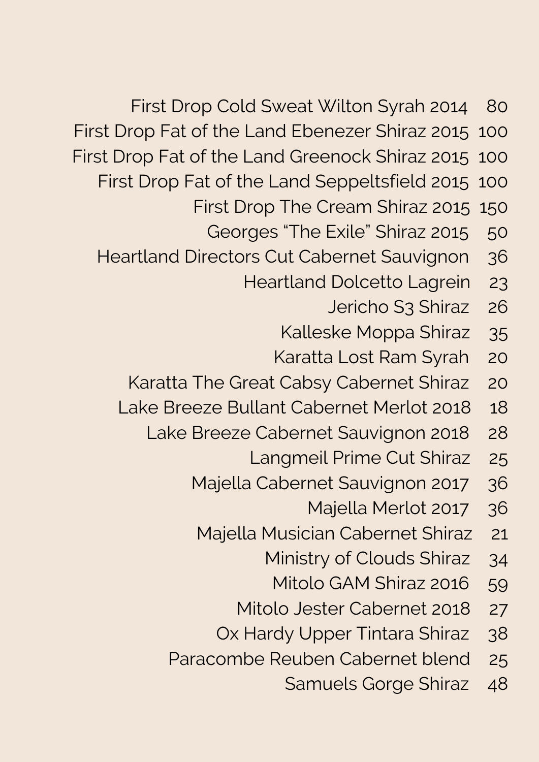| Wine | Price |
| --- | --- |
| First Drop Cold Sweat Wilton Syrah 2014 | 80 |
| First Drop Fat of the Land Ebenezer Shiraz 2015 | 100 |
| First Drop Fat of the Land Greenock Shiraz 2015 | 100 |
| First Drop Fat of the Land Seppeltsfield 2015 | 100 |
| First Drop The Cream Shiraz 2015 | 150 |
| Georges "The Exile" Shiraz 2015 | 50 |
| Heartland Directors Cut Cabernet Sauvignon | 36 |
| Heartland Dolcetto Lagrein | 23 |
| Jericho S3 Shiraz | 26 |
| Kalleske Moppa Shiraz | 35 |
| Karatta Lost Ram Syrah | 20 |
| Karatta The Great Cabsy Cabernet Shiraz | 20 |
| Lake Breeze Bullant Cabernet Merlot 2018 | 18 |
| Lake Breeze Cabernet Sauvignon 2018 | 28 |
| Langmeil Prime Cut Shiraz | 25 |
| Majella Cabernet Sauvignon 2017 | 36 |
| Majella Merlot 2017 | 36 |
| Majella Musician Cabernet Shiraz | 21 |
| Ministry of Clouds Shiraz | 34 |
| Mitolo GAM Shiraz 2016 | 59 |
| Mitolo Jester Cabernet 2018 | 27 |
| Ox Hardy Upper Tintara Shiraz | 38 |
| Paracombe Reuben Cabernet blend | 25 |
| Samuels Gorge Shiraz | 48 |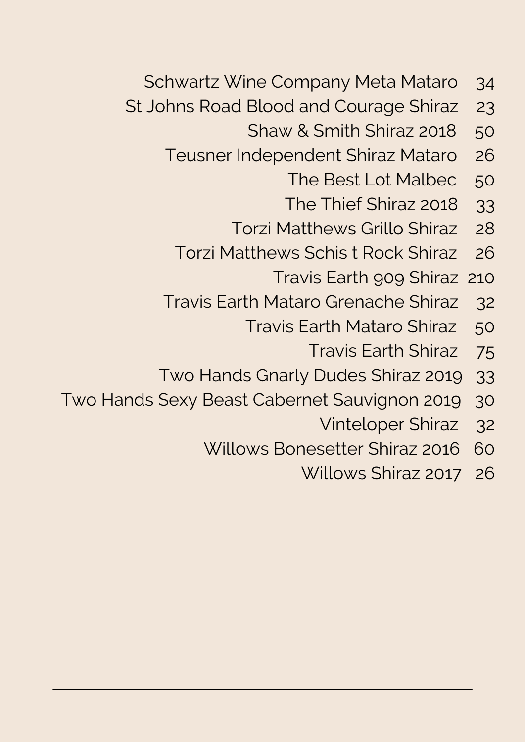| | |
|---|---|
| Schwartz Wine Company Meta Mataro | 34 |
| St Johns Road Blood and Courage Shiraz | 23 |
| Shaw & Smith Shiraz 2018 | 50 |
| Teusner Independent Shiraz Mataro | 26 |
| The Best Lot Malbec | 50 |
| The Thief Shiraz 2018 | 33 |
| Torzi Matthews Grillo Shiraz | 28 |
| Torzi Matthews Schis t Rock Shiraz | 26 |
| Travis Earth 909 Shiraz | 210 |
| Travis Earth Mataro Grenache Shiraz | 32 |
| Travis Earth Mataro Shiraz | 50 |
| Travis Earth Shiraz | 75 |
| Two Hands Gnarly Dudes Shiraz 2019 | 33 |
| Two Hands Sexy Beast Cabernet Sauvignon 2019 | 30 |
| Vinteloper Shiraz | 32 |
| Willows Bonesetter Shiraz 2016 | 60 |
| Willows Shiraz 2017 | 26 |